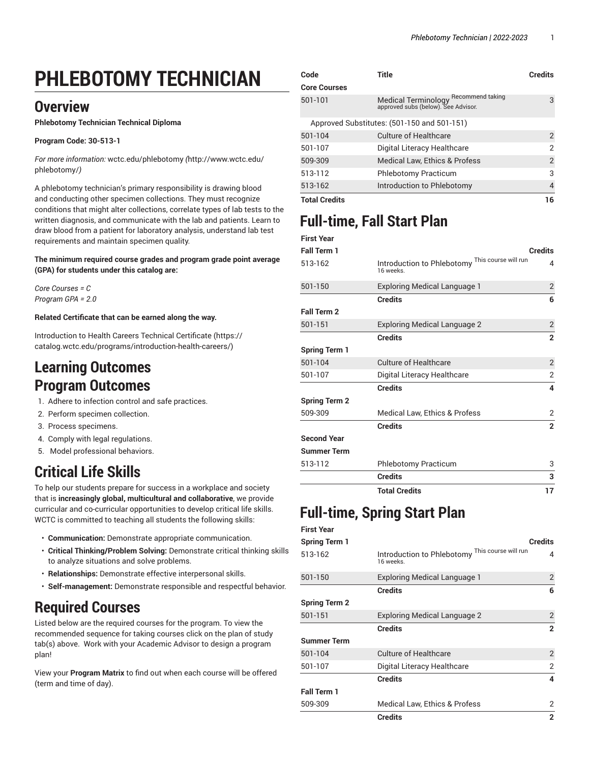# PHLEBOTOMY TECHNICIAN

## Overview

**Phlebotomy Technician Technical Diploma**

**Program Code: 30-513-1**

*For more information:* wctc.edu/phlebotomy *(*http://www.wctc.edu/phlebotomy/*)*

A phlebotomy technician's primary responsibility is drawing blood and conducting other specimen collections. They must recognize conditions that might alter collections, correlate types of lab tests to the written diagnosis, and communicate with the lab and patients. Learn to draw blood from a patient for laboratory analysis, understand lab test requirements and maintain specimen quality.

**The minimum required course grades and program grade point average (GPA) for students under this catalog are:**

*Core Courses = C*
*Program GPA = 2.0*

**Related Certificate that can be earned along the way.**

Introduction to Health Careers Technical Certificate (https://catalog.wctc.edu/programs/introduction-health-careers/)

## Learning Outcomes

## Program Outcomes

1. Adhere to infection control and safe practices.
2. Perform specimen collection.
3. Process specimens.
4. Comply with legal regulations.
5. Model professional behaviors.

## Critical Life Skills

To help our students prepare for success in a workplace and society that is **increasingly global, multicultural and collaborative**, we provide curricular and co-curricular opportunities to develop critical life skills. WCTC is committed to teaching all students the following skills:

- **Communication:** Demonstrate appropriate communication.
- **Critical Thinking/Problem Solving:** Demonstrate critical thinking skills to analyze situations and solve problems.
- **Relationships:** Demonstrate effective interpersonal skills.
- **Self-management:** Demonstrate responsible and respectful behavior.

## Required Courses

Listed below are the required courses for the program. To view the recommended sequence for taking courses click on the plan of study tab(s) above. Work with your Academic Advisor to design a program plan!

View your **Program Matrix** to find out when each course will be offered (term and time of day).

| Code | Title | Credits |
|---|---|---|
| **Core Courses** | | |
| 501-101 | Medical Terminology Recommend taking approved subs (below). See Advisor. | 3 |
| Approved Substitutes: (501-150 and 501-151) | | |
| 501-104 | Culture of Healthcare | 2 |
| 501-107 | Digital Literacy Healthcare | 2 |
| 509-309 | Medical Law, Ethics & Profess | 2 |
| 513-112 | Phlebotomy Practicum | 3 |
| 513-162 | Introduction to Phlebotomy | 4 |
| **Total Credits** | | **16** |

## Full-time, Fall Start Plan

| First Year | | |
|---|---|---|
| **Fall Term 1** | | **Credits** |
| 513-162 | Introduction to Phlebotomy This course will run 16 weeks. | 4 |
| 501-150 | Exploring Medical Language 1 | 2 |
| | **Credits** | **6** |
| **Fall Term 2** | | |
| 501-151 | Exploring Medical Language 2 | 2 |
| | **Credits** | **2** |
| **Spring Term 1** | | |
| 501-104 | Culture of Healthcare | 2 |
| 501-107 | Digital Literacy Healthcare | 2 |
| | **Credits** | **4** |
| **Spring Term 2** | | |
| 509-309 | Medical Law, Ethics & Profess | 2 |
| | **Credits** | **2** |
| **Second Year** | | |
| **Summer Term** | | |
| 513-112 | Phlebotomy Practicum | 3 |
| | **Credits** | **3** |
| | **Total Credits** | **17** |

## Full-time, Spring Start Plan

| First Year | | |
|---|---|---|
| **Spring Term 1** | | **Credits** |
| 513-162 | Introduction to Phlebotomy This course will run 16 weeks. | 4 |
| 501-150 | Exploring Medical Language 1 | 2 |
| | **Credits** | **6** |
| **Spring Term 2** | | |
| 501-151 | Exploring Medical Language 2 | 2 |
| | **Credits** | **2** |
| **Summer Term** | | |
| 501-104 | Culture of Healthcare | 2 |
| 501-107 | Digital Literacy Healthcare | 2 |
| | **Credits** | **4** |
| **Fall Term 1** | | |
| 509-309 | Medical Law, Ethics & Profess | 2 |
| | **Credits** | **2** |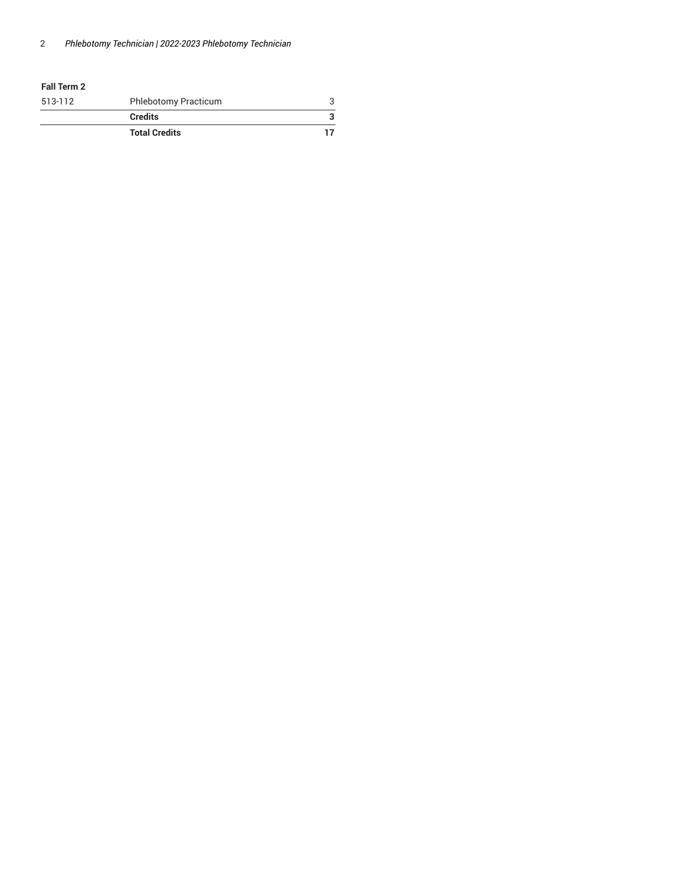| | | |
|---|---|---|
| **Fall Term 2** | | |
| 513-112 | Phlebotomy Practicum | 3 |
| | **Credits** | **3** |
| | **Total Credits** | **17** |